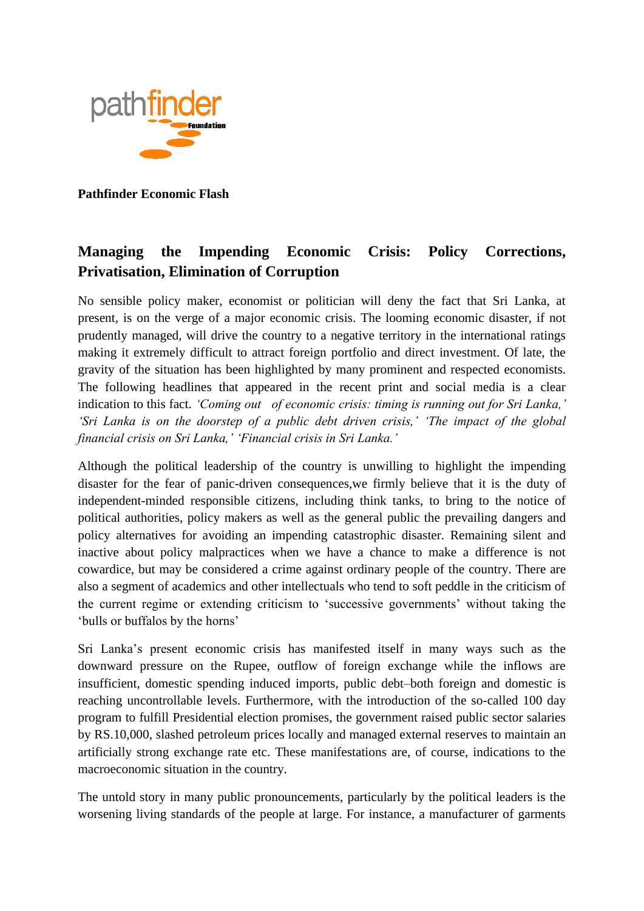**Pathfinder Economic Flash**

# Managing the Impending Economic Crisis: Policy Corrections, Privatisation, Elimination of Corruption

No sensible policy maker, economist or politician will deny the fact that Sri Lanka, at present, is on the verge of a major economic crisis. The looming economic disaster, if not prudently managed, will drive the country to a negative territory in the international ratings making it extremely difficult to attract foreign portfolio and direct investment. Of late, the gravity of the situation has been highlighted by many prominent and respected economists. The following headlines that appeared in the recent print and social media is a clear indication to this fact. *'Coming out of economic crisis: timing is running out for Sri Lanka,' 'Sri Lanka is on the doorstep of a public debt driven crisis,' 'The impact of the global financial crisis on Sri Lanka,' 'Financial crisis in Sri Lanka.'*

Although the political leadership of the country is unwilling to highlight the impending disaster for the fear of panic-driven consequences,we firmly believe that it is the duty of independent-minded responsible citizens, including think tanks, to bring to the notice of political authorities, policy makers as well as the general public the prevailing dangers and policy alternatives for avoiding an impending catastrophic disaster. Remaining silent and inactive about policy malpractices when we have a chance to make a difference is not cowardice, but may be considered a crime against ordinary people of the country. There are also a segment of academics and other intellectuals who tend to soft peddle in the criticism of the current regime or extending criticism to 'successive governments' without taking the 'bulls or buffalos by the horns'

Sri Lanka's present economic crisis has manifested itself in many ways such as the downward pressure on the Rupee, outflow of foreign exchange while the inflows are insufficient, domestic spending induced imports, public debt–both foreign and domestic is reaching uncontrollable levels. Furthermore, with the introduction of the so-called 100 day program to fulfill Presidential election promises, the government raised public sector salaries by RS.10,000, slashed petroleum prices locally and managed external reserves to maintain an artificially strong exchange rate etc. These manifestations are, of course, indications to the macroeconomic situation in the country.

The untold story in many public pronouncements, particularly by the political leaders is the worsening living standards of the people at large. For instance, a manufacturer of garments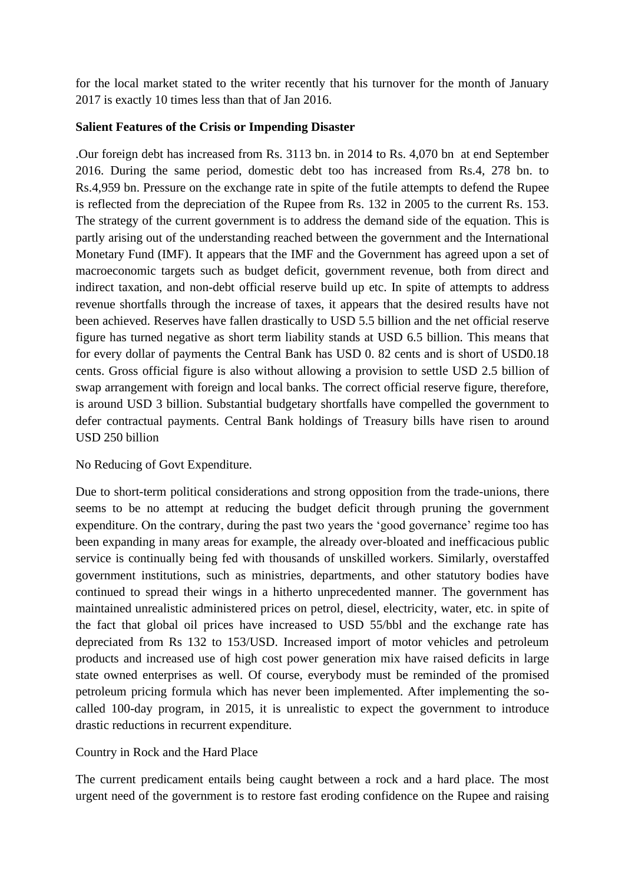for the local market stated to the writer recently that his turnover for the month of January 2017 is exactly 10 times less than that of Jan 2016.

**Salient Features of the Crisis or Impending Disaster**

.Our foreign debt has increased from Rs. 3113 bn. in 2014 to Rs. 4,070 bn at end September 2016. During the same period, domestic debt too has increased from Rs.4, 278 bn. to Rs.4,959 bn. Pressure on the exchange rate in spite of the futile attempts to defend the Rupee is reflected from the depreciation of the Rupee from Rs. 132 in 2005 to the current Rs. 153. The strategy of the current government is to address the demand side of the equation. This is partly arising out of the understanding reached between the government and the International Monetary Fund (IMF). It appears that the IMF and the Government has agreed upon a set of macroeconomic targets such as budget deficit, government revenue, both from direct and indirect taxation, and non-debt official reserve build up etc. In spite of attempts to address revenue shortfalls through the increase of taxes, it appears that the desired results have not been achieved. Reserves have fallen drastically to USD 5.5 billion and the net official reserve figure has turned negative as short term liability stands at USD 6.5 billion. This means that for every dollar of payments the Central Bank has USD 0. 82 cents and is short of USD0.18 cents. Gross official figure is also without allowing a provision to settle USD 2.5 billion of swap arrangement with foreign and local banks. The correct official reserve figure, therefore, is around USD 3 billion. Substantial budgetary shortfalls have compelled the government to defer contractual payments. Central Bank holdings of Treasury bills have risen to around USD 250 billion

No Reducing of Govt Expenditure.

Due to short-term political considerations and strong opposition from the trade-unions, there seems to be no attempt at reducing the budget deficit through pruning the government expenditure. On the contrary, during the past two years the 'good governance' regime too has been expanding in many areas for example, the already over-bloated and inefficacious public service is continually being fed with thousands of unskilled workers. Similarly, overstaffed government institutions, such as ministries, departments, and other statutory bodies have continued to spread their wings in a hitherto unprecedented manner. The government has maintained unrealistic administered prices on petrol, diesel, electricity, water, etc. in spite of the fact that global oil prices have increased to USD 55/bbl and the exchange rate has depreciated from Rs 132 to 153/USD. Increased import of motor vehicles and petroleum products and increased use of high cost power generation mix have raised deficits in large state owned enterprises as well. Of course, everybody must be reminded of the promised petroleum pricing formula which has never been implemented. After implementing the so-called 100-day program, in 2015, it is unrealistic to expect the government to introduce drastic reductions in recurrent expenditure.

Country in Rock and the Hard Place

The current predicament entails being caught between a rock and a hard place. The most urgent need of the government is to restore fast eroding confidence on the Rupee and raising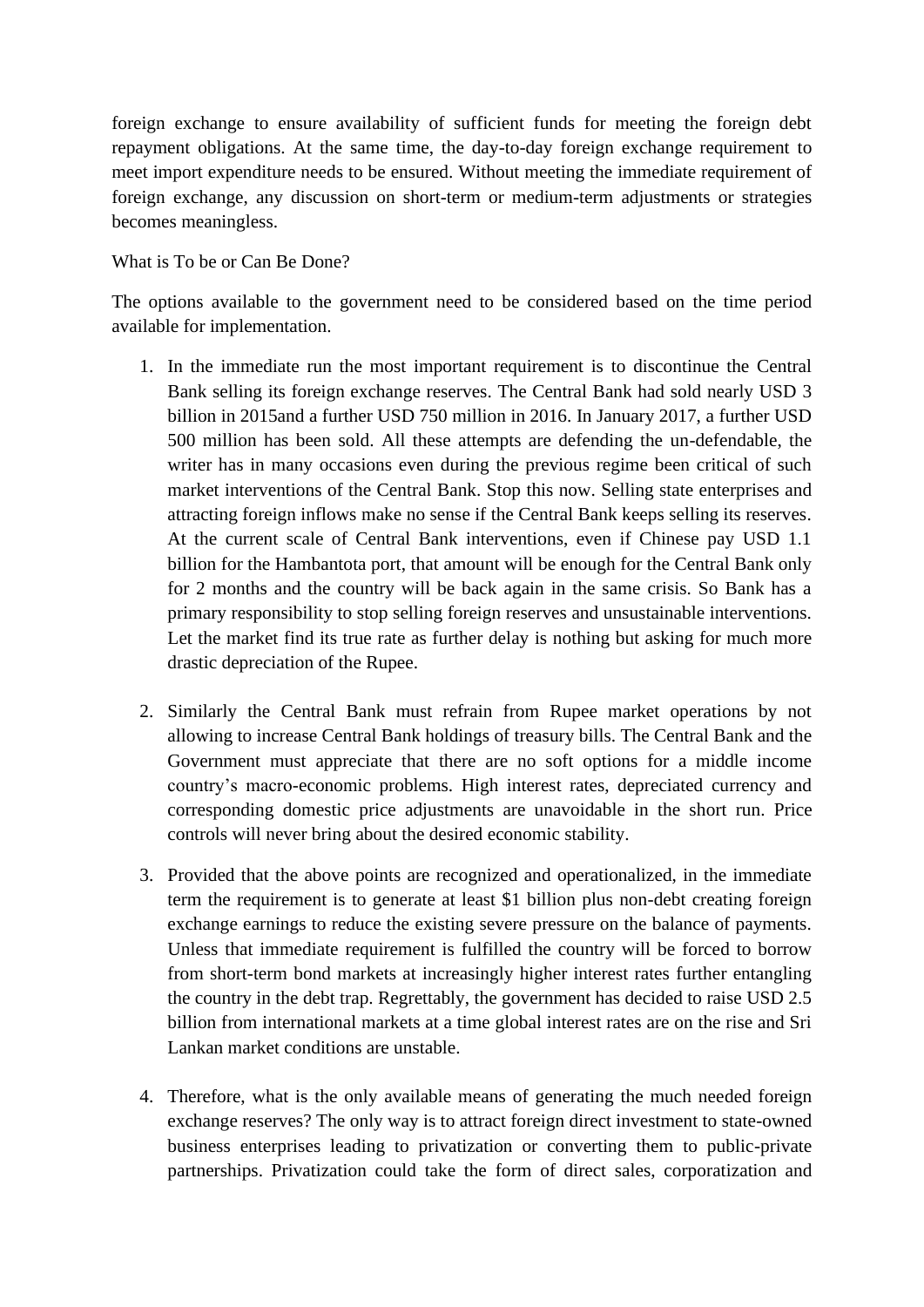foreign exchange to ensure availability of sufficient funds for meeting the foreign debt repayment obligations. At the same time, the day-to-day foreign exchange requirement to meet import expenditure needs to be ensured. Without meeting the immediate requirement of foreign exchange, any discussion on short-term or medium-term adjustments or strategies becomes meaningless.

What is To be or Can Be Done?

The options available to the government need to be considered based on the time period available for implementation.

1. In the immediate run the most important requirement is to discontinue the Central Bank selling its foreign exchange reserves. The Central Bank had sold nearly USD 3 billion in 2015and a further USD 750 million in 2016. In January 2017, a further USD 500 million has been sold. All these attempts are defending the un-defendable, the writer has in many occasions even during the previous regime been critical of such market interventions of the Central Bank. Stop this now. Selling state enterprises and attracting foreign inflows make no sense if the Central Bank keeps selling its reserves. At the current scale of Central Bank interventions, even if Chinese pay USD 1.1 billion for the Hambantota port, that amount will be enough for the Central Bank only for 2 months and the country will be back again in the same crisis. So Bank has a primary responsibility to stop selling foreign reserves and unsustainable interventions. Let the market find its true rate as further delay is nothing but asking for much more drastic depreciation of the Rupee.

2. Similarly the Central Bank must refrain from Rupee market operations by not allowing to increase Central Bank holdings of treasury bills. The Central Bank and the Government must appreciate that there are no soft options for a middle income country's macro-economic problems. High interest rates, depreciated currency and corresponding domestic price adjustments are unavoidable in the short run. Price controls will never bring about the desired economic stability.

3. Provided that the above points are recognized and operationalized, in the immediate term the requirement is to generate at least $1 billion plus non-debt creating foreign exchange earnings to reduce the existing severe pressure on the balance of payments. Unless that immediate requirement is fulfilled the country will be forced to borrow from short-term bond markets at increasingly higher interest rates further entangling the country in the debt trap. Regrettably, the government has decided to raise USD 2.5 billion from international markets at a time global interest rates are on the rise and Sri Lankan market conditions are unstable.

4. Therefore, what is the only available means of generating the much needed foreign exchange reserves? The only way is to attract foreign direct investment to state-owned business enterprises leading to privatization or converting them to public-private partnerships. Privatization could take the form of direct sales, corporatization and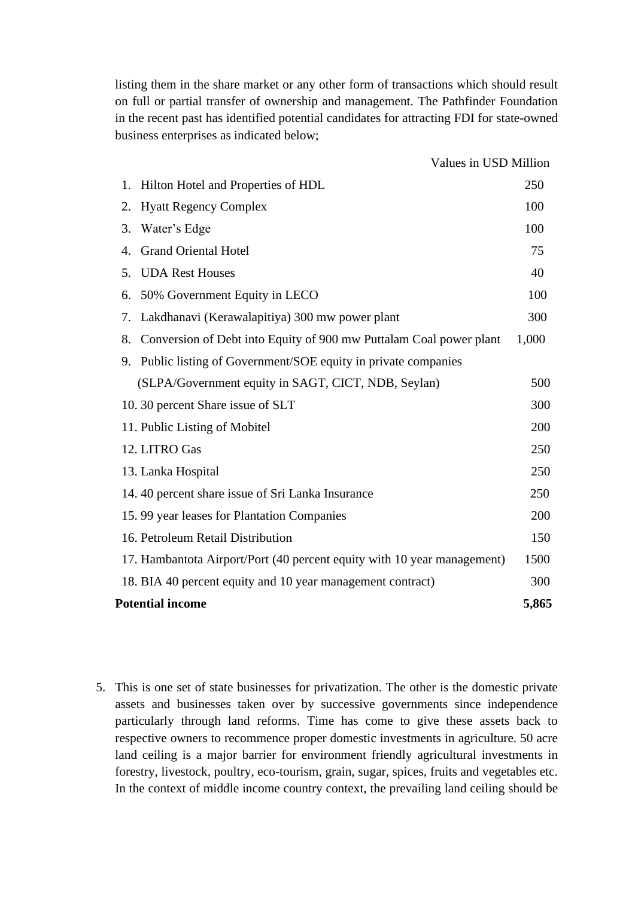listing them in the share market or any other form of transactions which should result on full or partial transfer of ownership and management. The Pathfinder Foundation in the recent past has identified potential candidates for attracting FDI for state-owned business enterprises as indicated below;

| | Values in USD Million |
|---|---|
| 1. Hilton Hotel and Properties of HDL | 250 |
| 2. Hyatt Regency Complex | 100 |
| 3. Water's Edge | 100 |
| 4. Grand Oriental Hotel | 75 |
| 5. UDA Rest Houses | 40 |
| 6. 50% Government Equity in LECO | 100 |
| 7. Lakdhanavi (Kerawalapitiya) 300 mw power plant | 300 |
| 8. Conversion of Debt into Equity of 900 mw Puttalam Coal power plant | 1,000 |
| 9. Public listing of Government/SOE equity in private companies (SLPA/Government equity in SAGT, CICT, NDB, Seylan) | 500 |
| 10. 30 percent Share issue of SLT | 300 |
| 11. Public Listing of Mobitel | 200 |
| 12. LITRO Gas | 250 |
| 13. Lanka Hospital | 250 |
| 14. 40 percent share issue of Sri Lanka Insurance | 250 |
| 15. 99 year leases for Plantation Companies | 200 |
| 16. Petroleum Retail Distribution | 150 |
| 17. Hambantota Airport/Port (40 percent equity with 10 year management) | 1500 |
| 18. BIA 40 percent equity and 10 year management contract) | 300 |
| **Potential income** | **5,865** |

5. This is one set of state businesses for privatization. The other is the domestic private assets and businesses taken over by successive governments since independence particularly through land reforms. Time has come to give these assets back to respective owners to recommence proper domestic investments in agriculture. 50 acre land ceiling is a major barrier for environment friendly agricultural investments in forestry, livestock, poultry, eco-tourism, grain, sugar, spices, fruits and vegetables etc. In the context of middle income country context, the prevailing land ceiling should be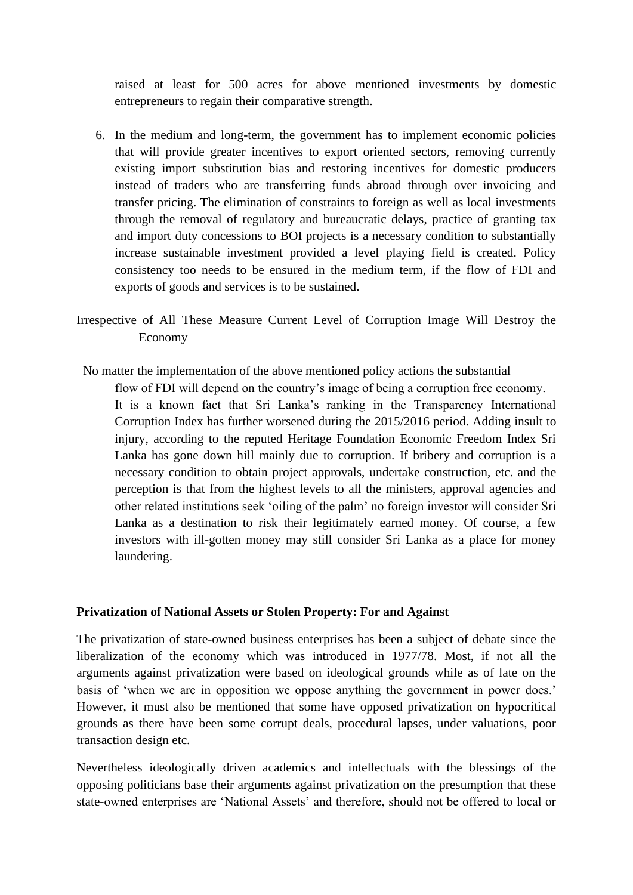raised at least for 500 acres for above mentioned investments by domestic entrepreneurs to regain their comparative strength.

6. In the medium and long-term, the government has to implement economic policies that will provide greater incentives to export oriented sectors, removing currently existing import substitution bias and restoring incentives for domestic producers instead of traders who are transferring funds abroad through over invoicing and transfer pricing. The elimination of constraints to foreign as well as local investments through the removal of regulatory and bureaucratic delays, practice of granting tax and import duty concessions to BOI projects is a necessary condition to substantially increase sustainable investment provided a level playing field is created. Policy consistency too needs to be ensured in the medium term, if the flow of FDI and exports of goods and services is to be sustained.

Irrespective of All These Measure Current Level of Corruption Image Will Destroy the Economy

No matter the implementation of the above mentioned policy actions the substantial flow of FDI will depend on the country's image of being a corruption free economy. It is a known fact that Sri Lanka's ranking in the Transparency International Corruption Index has further worsened during the 2015/2016 period. Adding insult to injury, according to the reputed Heritage Foundation Economic Freedom Index Sri Lanka has gone down hill mainly due to corruption. If bribery and corruption is a necessary condition to obtain project approvals, undertake construction, etc. and the perception is that from the highest levels to all the ministers, approval agencies and other related institutions seek 'oiling of the palm' no foreign investor will consider Sri Lanka as a destination to risk their legitimately earned money. Of course, a few investors with ill-gotten money may still consider Sri Lanka as a place for money laundering.

**Privatization of National Assets or Stolen Property: For and Against**

The privatization of state-owned business enterprises has been a subject of debate since the liberalization of the economy which was introduced in 1977/78. Most, if not all the arguments against privatization were based on ideological grounds while as of late on the basis of 'when we are in opposition we oppose anything the government in power does.' However, it must also be mentioned that some have opposed privatization on hypocritical grounds as there have been some corrupt deals, procedural lapses, under valuations, poor transaction design etc.

Nevertheless ideologically driven academics and intellectuals with the blessings of the opposing politicians base their arguments against privatization on the presumption that these state-owned enterprises are 'National Assets' and therefore, should not be offered to local or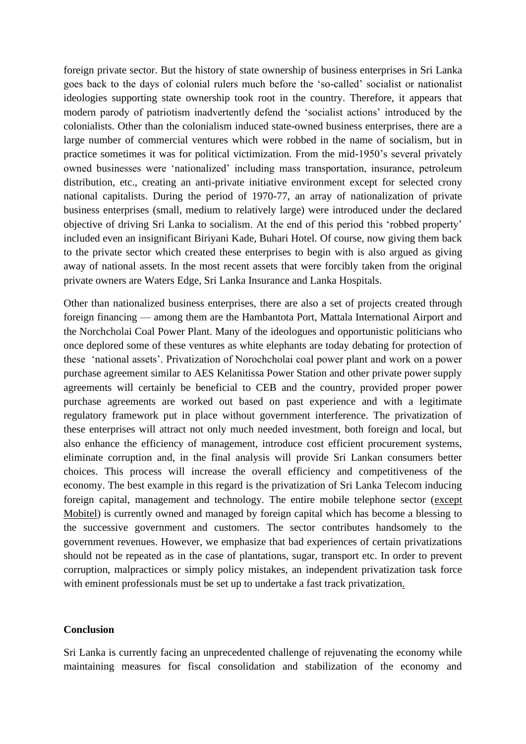foreign private sector. But the history of state ownership of business enterprises in Sri Lanka goes back to the days of colonial rulers much before the 'so-called' socialist or nationalist ideologies supporting state ownership took root in the country. Therefore, it appears that modern parody of patriotism inadvertently defend the 'socialist actions' introduced by the colonialists. Other than the colonialism induced state-owned business enterprises, there are a large number of commercial ventures which were robbed in the name of socialism, but in practice sometimes it was for political victimization. From the mid-1950's several privately owned businesses were 'nationalized' including mass transportation, insurance, petroleum distribution, etc., creating an anti-private initiative environment except for selected crony national capitalists. During the period of 1970-77, an array of nationalization of private business enterprises (small, medium to relatively large) were introduced under the declared objective of driving Sri Lanka to socialism. At the end of this period this 'robbed property' included even an insignificant Biriyani Kade, Buhari Hotel. Of course, now giving them back to the private sector which created these enterprises to begin with is also argued as giving away of national assets. In the most recent assets that were forcibly taken from the original private owners are Waters Edge, Sri Lanka Insurance and Lanka Hospitals.

Other than nationalized business enterprises, there are also a set of projects created through foreign financing — among them are the Hambantota Port, Mattala International Airport and the Norchcholai Coal Power Plant. Many of the ideologues and opportunistic politicians who once deplored some of these ventures as white elephants are today debating for protection of these 'national assets'. Privatization of Norochcholai coal power plant and work on a power purchase agreement similar to AES Kelanitissa Power Station and other private power supply agreements will certainly be beneficial to CEB and the country, provided proper power purchase agreements are worked out based on past experience and with a legitimate regulatory framework put in place without government interference. The privatization of these enterprises will attract not only much needed investment, both foreign and local, but also enhance the efficiency of management, introduce cost efficient procurement systems, eliminate corruption and, in the final analysis will provide Sri Lankan consumers better choices. This process will increase the overall efficiency and competitiveness of the economy. The best example in this regard is the privatization of Sri Lanka Telecom inducing foreign capital, management and technology. The entire mobile telephone sector (except Mobitel) is currently owned and managed by foreign capital which has become a blessing to the successive government and customers. The sector contributes handsomely to the government revenues. However, we emphasize that bad experiences of certain privatizations should not be repeated as in the case of plantations, sugar, transport etc. In order to prevent corruption, malpractices or simply policy mistakes, an independent privatization task force with eminent professionals must be set up to undertake a fast track privatization.

## Conclusion

Sri Lanka is currently facing an unprecedented challenge of rejuvenating the economy while maintaining measures for fiscal consolidation and stabilization of the economy and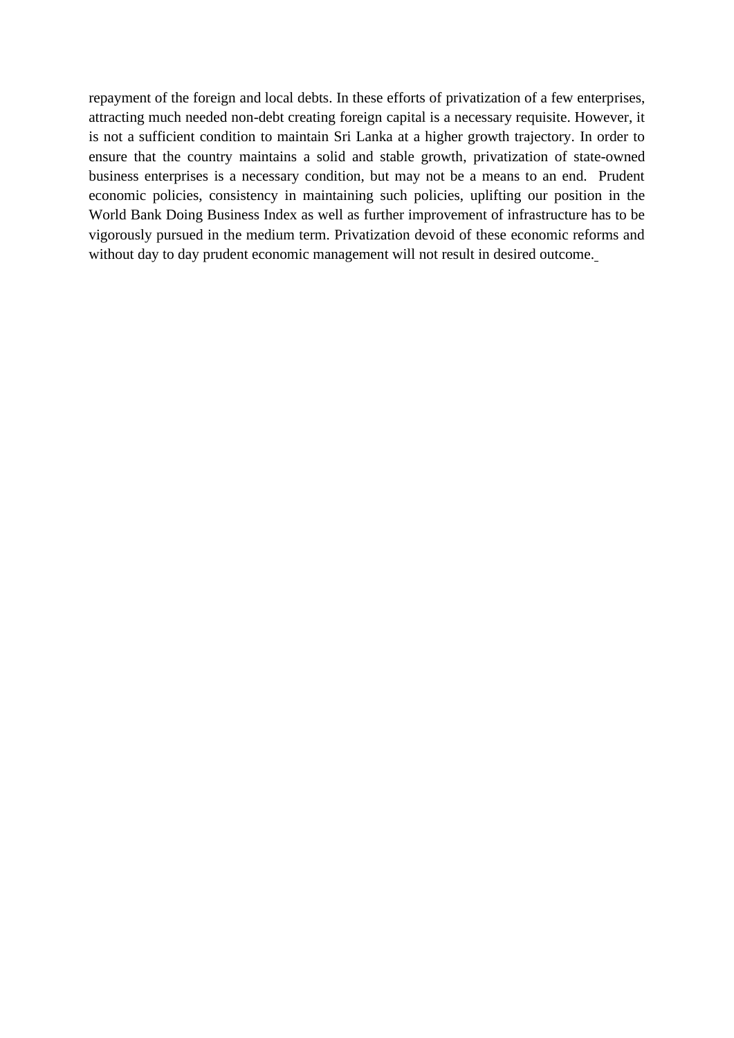repayment of the foreign and local debts. In these efforts of privatization of a few enterprises, attracting much needed non-debt creating foreign capital is a necessary requisite. However, it is not a sufficient condition to maintain Sri Lanka at a higher growth trajectory. In order to ensure that the country maintains a solid and stable growth, privatization of state-owned business enterprises is a necessary condition, but may not be a means to an end. Prudent economic policies, consistency in maintaining such policies, uplifting our position in the World Bank Doing Business Index as well as further improvement of infrastructure has to be vigorously pursued in the medium term. Privatization devoid of these economic reforms and without day to day prudent economic management will not result in desired outcome.